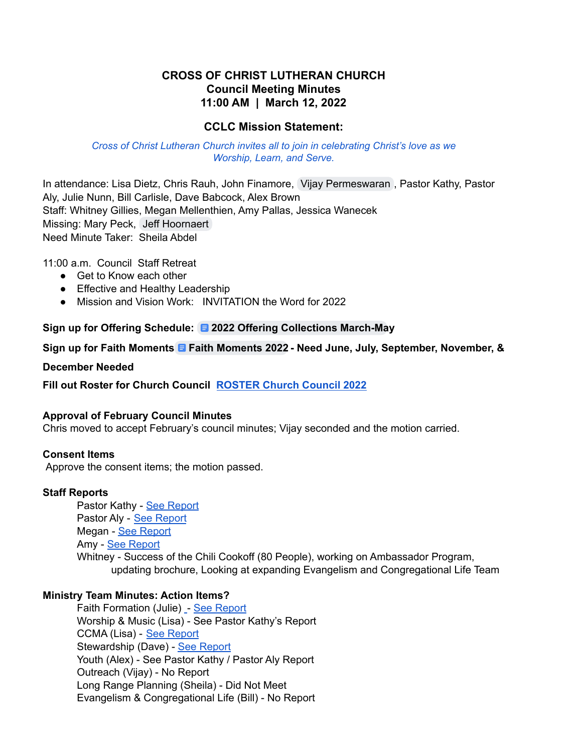# CROSS OF CHRIST LUTHERAN CHURCH
## Council Meeting Minutes
## 11:00 AM | March 12, 2022

## CCLC Mission Statement:

*Cross of Christ Lutheran Church invites all to join in celebrating Christ's love as we Worship, Learn, and Serve.*

In attendance: Lisa Dietz, Chris Rauh, John Finamore, Vijay Permeswaran, Pastor Kathy, Pastor Aly, Julie Nunn, Bill Carlisle, Dave Babcock, Alex Brown
Staff: Whitney Gillies, Megan Mellenthien, Amy Pallas, Jessica Wanecek
Missing: Mary Peck, Jeff Hoornaert
Need Minute Taker: Sheila Abdel

11:00 a.m. Council Staff Retreat

- Get to Know each other
- Effective and Healthy Leadership
- Mission and Vision Work: INVITATION the Word for 2022

**Sign up for Offering Schedule: 2022 Offering Collections March-May**

**Sign up for Faith Moments Faith Moments 2022 - Need June, July, September, November, & December Needed**

**Fill out Roster for Church Council ROSTER Church Council 2022**

**Approval of February Council Minutes**
Chris moved to accept February's council minutes; Vijay seconded and the motion carried.

**Consent Items**
Approve the consent items; the motion passed.

**Staff Reports**

Pastor Kathy - See Report
Pastor Aly - See Report
Megan - See Report
Amy - See Report
Whitney - Success of the Chili Cookoff (80 People), working on Ambassador Program, updating brochure, Looking at expanding Evangelism and Congregational Life Team

**Ministry Team Minutes: Action Items?**

Faith Formation (Julie) - See Report
Worship & Music (Lisa) - See Pastor Kathy's Report
CCMA (Lisa) - See Report
Stewardship (Dave) - See Report
Youth (Alex) - See Pastor Kathy / Pastor Aly Report
Outreach (Vijay) - No Report
Long Range Planning (Sheila) - Did Not Meet
Evangelism & Congregational Life (Bill) - No Report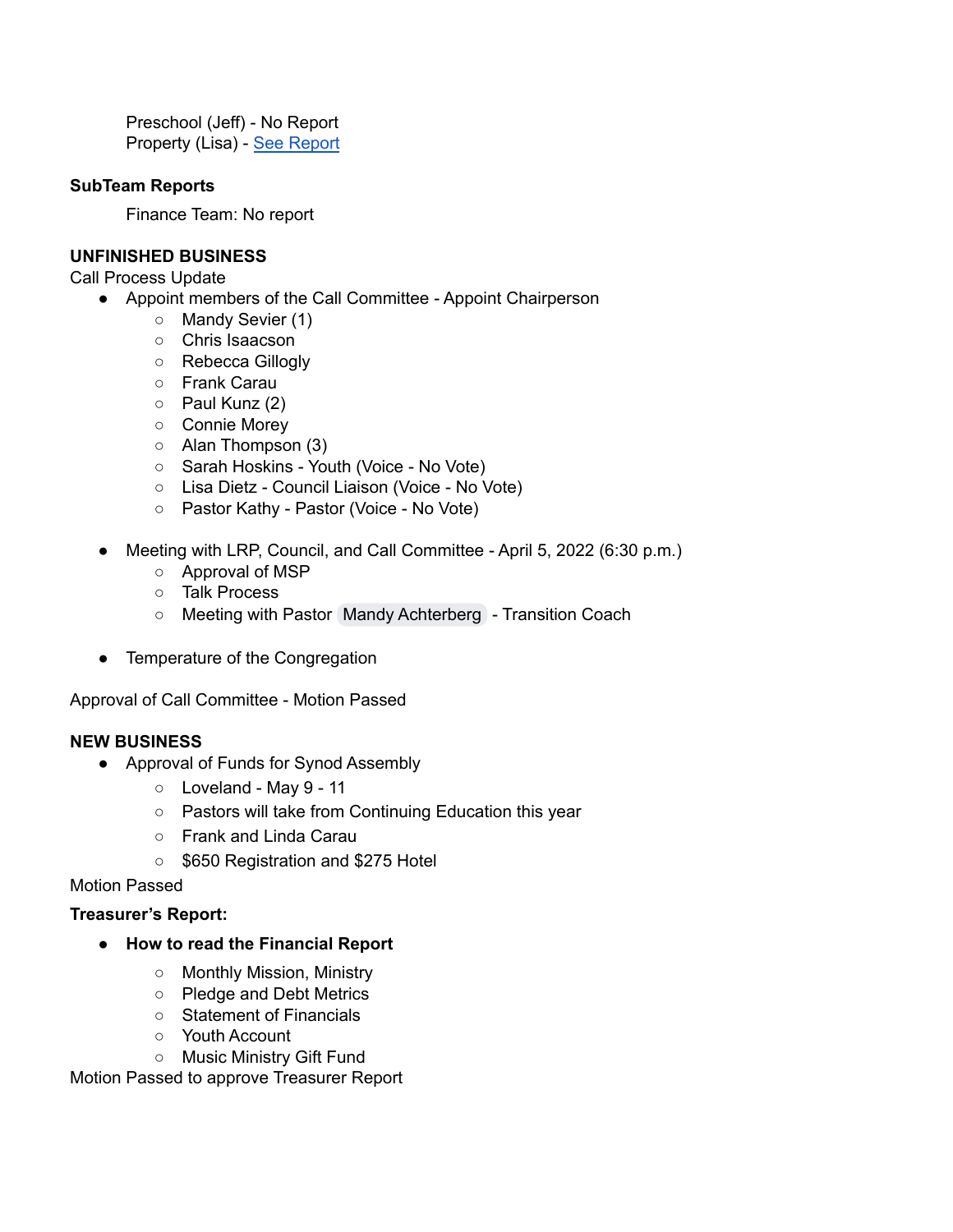Preschool (Jeff) - No Report
Property (Lisa) - [See Report]

**SubTeam Reports**

Finance Team: No report

**UNFINISHED BUSINESS**

Call Process Update

- Appoint members of the Call Committee - Appoint Chairperson
  - Mandy Sevier (1)
  - Chris Isaacson
  - Rebecca Gillogly
  - Frank Carau
  - Paul Kunz (2)
  - Connie Morey
  - Alan Thompson (3)
  - Sarah Hoskins - Youth (Voice - No Vote)
  - Lisa Dietz - Council Liaison (Voice - No Vote)
  - Pastor Kathy - Pastor (Voice - No Vote)
- Meeting with LRP, Council, and Call Committee - April 5, 2022 (6:30 p.m.)
  - Approval of MSP
  - Talk Process
  - Meeting with Pastor Mandy Achterberg - Transition Coach
- Temperature of the Congregation

Approval of Call Committee - Motion Passed

**NEW BUSINESS**

- Approval of Funds for Synod Assembly
  - Loveland - May 9 - 11
  - Pastors will take from Continuing Education this year
  - Frank and Linda Carau
  - $650 Registration and $275 Hotel

Motion Passed

**Treasurer's Report:**

- **How to read the Financial Report**
  - Monthly Mission, Ministry
  - Pledge and Debt Metrics
  - Statement of Financials
  - Youth Account
  - Music Ministry Gift Fund

Motion Passed to approve Treasurer Report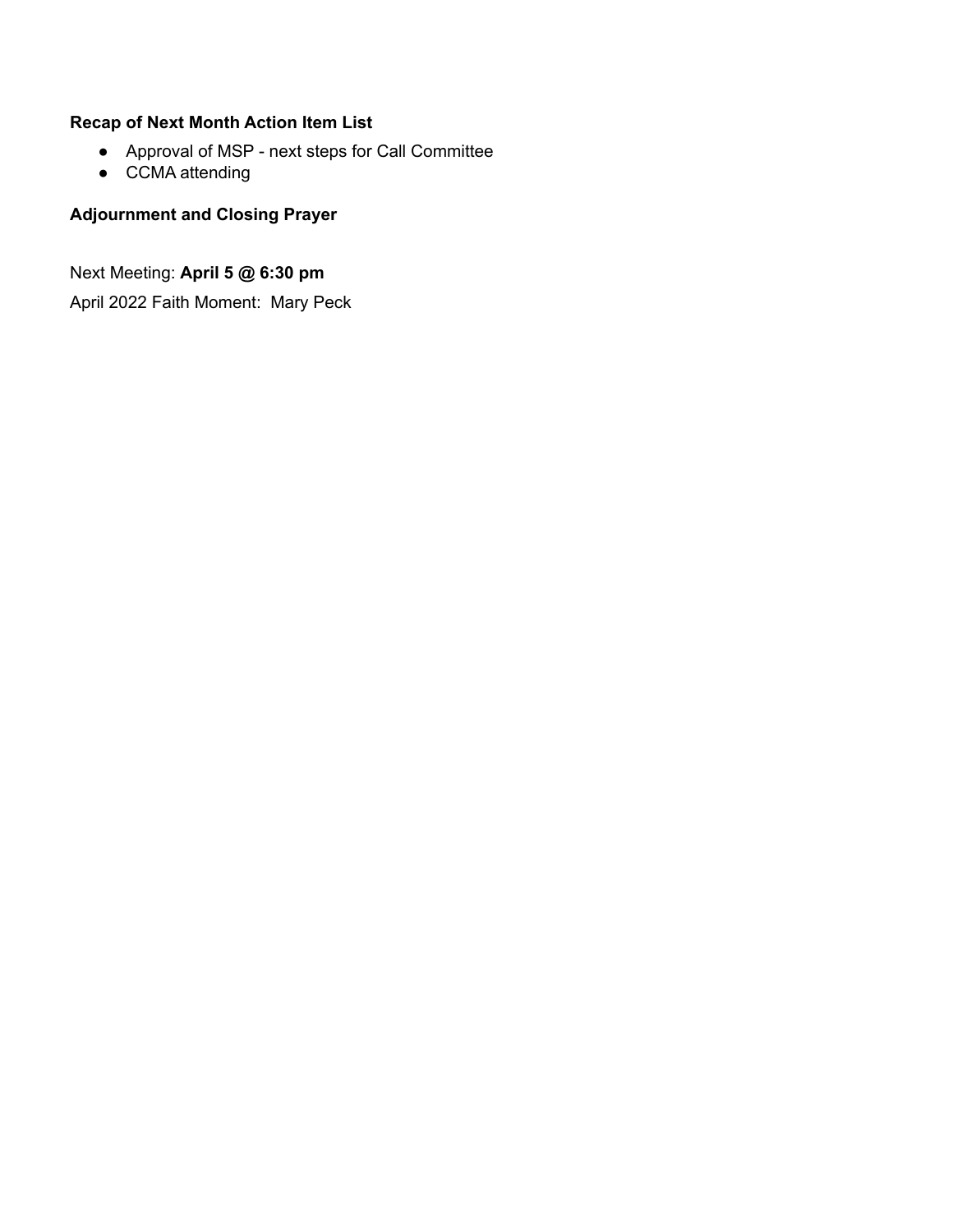**Recap of Next Month Action Item List**

- Approval of MSP - next steps for Call Committee
- CCMA attending

**Adjournment and Closing Prayer**

Next Meeting: **April 5 @ 6:30 pm**

April 2022 Faith Moment: Mary Peck